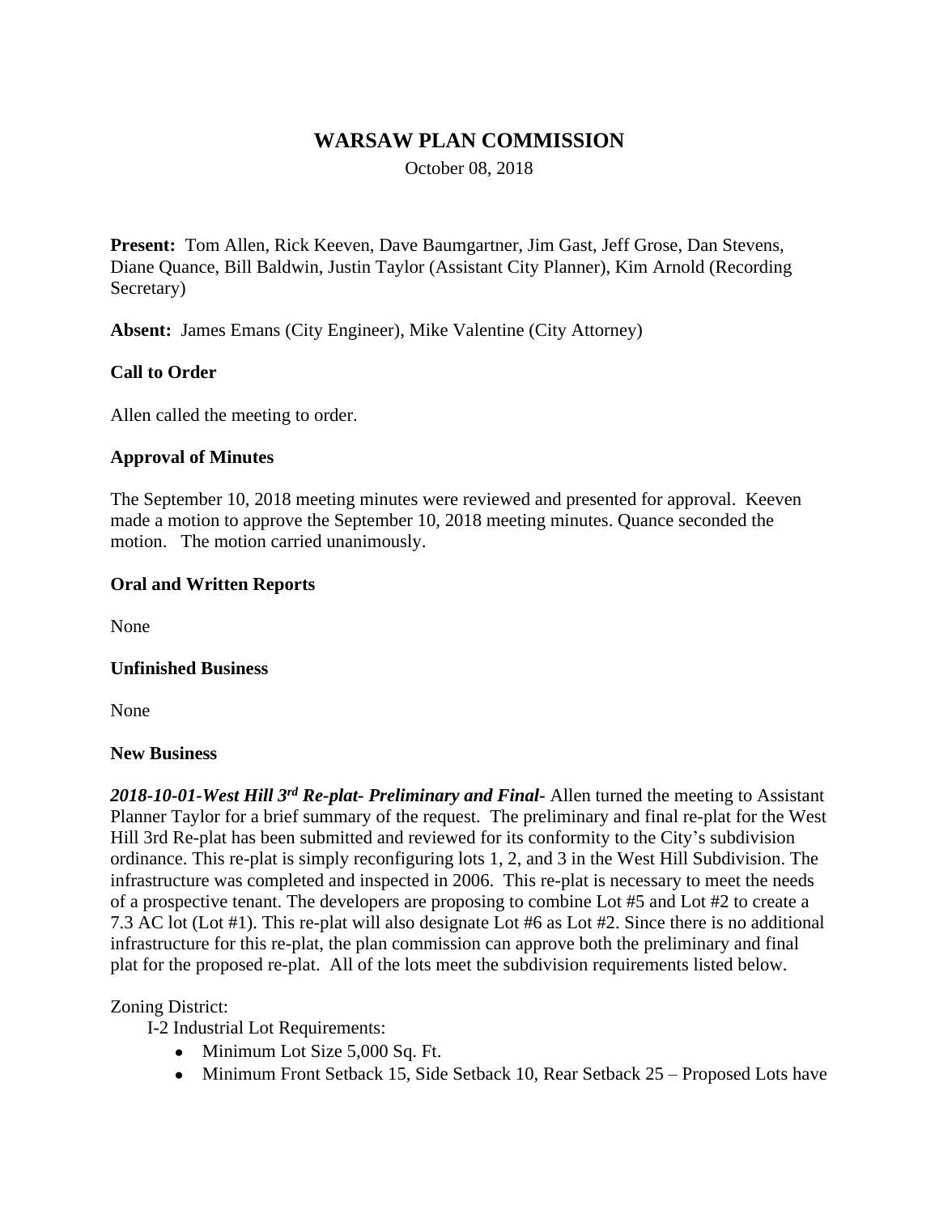# WARSAW PLAN COMMISSION

October 08, 2018

**Present:** Tom Allen, Rick Keeven, Dave Baumgartner, Jim Gast, Jeff Grose, Dan Stevens, Diane Quance, Bill Baldwin, Justin Taylor (Assistant City Planner), Kim Arnold (Recording Secretary)

**Absent:** James Emans (City Engineer), Mike Valentine (City Attorney)

### Call to Order

Allen called the meeting to order.

### Approval of Minutes

The September 10, 2018 meeting minutes were reviewed and presented for approval. Keeven made a motion to approve the September 10, 2018 meeting minutes. Quance seconded the motion. The motion carried unanimously.

### Oral and Written Reports

None

### Unfinished Business

None

### New Business

***2018-10-01-West Hill 3rd Re-plat- Preliminary and Final-*** Allen turned the meeting to Assistant Planner Taylor for a brief summary of the request. The preliminary and final re-plat for the West Hill 3rd Re-plat has been submitted and reviewed for its conformity to the City's subdivision ordinance. This re-plat is simply reconfiguring lots 1, 2, and 3 in the West Hill Subdivision. The infrastructure was completed and inspected in 2006. This re-plat is necessary to meet the needs of a prospective tenant. The developers are proposing to combine Lot #5 and Lot #2 to create a 7.3 AC lot (Lot #1). This re-plat will also designate Lot #6 as Lot #2. Since there is no additional infrastructure for this re-plat, the plan commission can approve both the preliminary and final plat for the proposed re-plat. All of the lots meet the subdivision requirements listed below.

Zoning District:

I-2 Industrial Lot Requirements:

- Minimum Lot Size 5,000 Sq. Ft.
- Minimum Front Setback 15, Side Setback 10, Rear Setback 25 – Proposed Lots have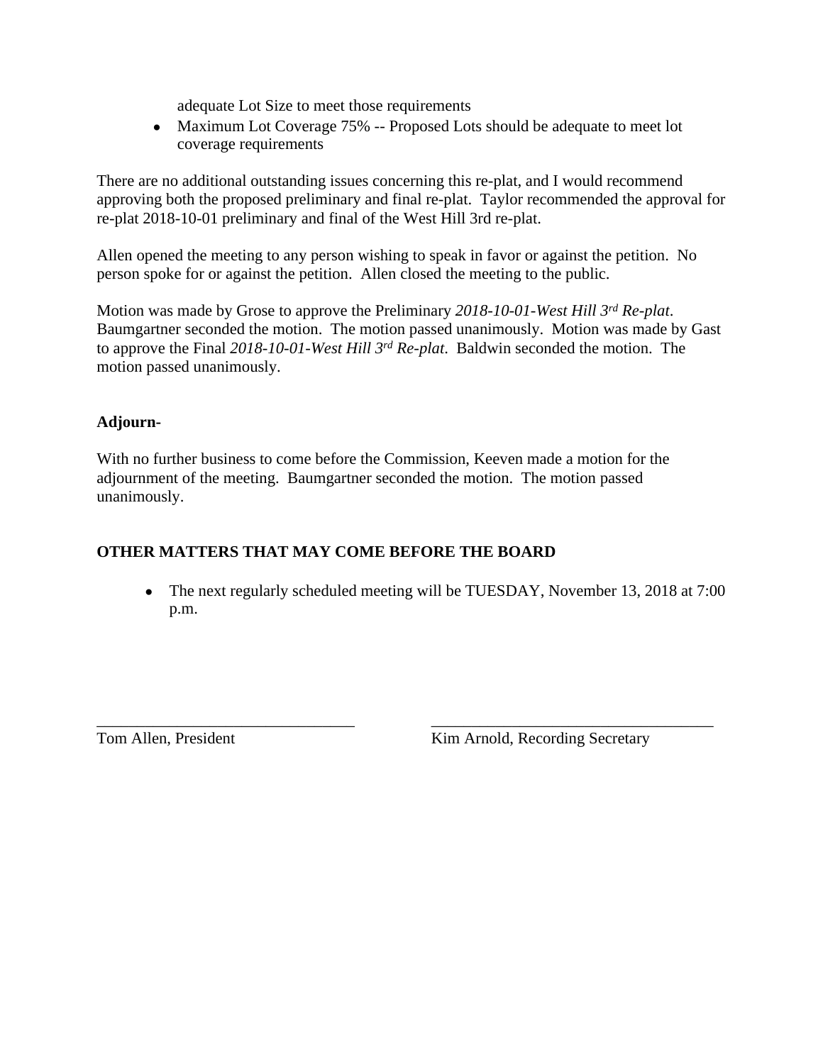adequate Lot Size to meet those requirements

- Maximum Lot Coverage 75% -- Proposed Lots should be adequate to meet lot coverage requirements

There are no additional outstanding issues concerning this re-plat, and I would recommend approving both the proposed preliminary and final re-plat. Taylor recommended the approval for re-plat 2018-10-01 preliminary and final of the West Hill 3rd re-plat.

Allen opened the meeting to any person wishing to speak in favor or against the petition. No person spoke for or against the petition. Allen closed the meeting to the public.

Motion was made by Grose to approve the Preliminary *2018-10-01-West Hill 3rd Re-plat*. Baumgartner seconded the motion. The motion passed unanimously. Motion was made by Gast to approve the Final *2018-10-01-West Hill 3rd Re-plat*. Baldwin seconded the motion. The motion passed unanimously.

**Adjourn-**

With no further business to come before the Commission, Keeven made a motion for the adjournment of the meeting. Baumgartner seconded the motion. The motion passed unanimously.

**OTHER MATTERS THAT MAY COME BEFORE THE BOARD**

- The next regularly scheduled meeting will be TUESDAY, November 13, 2018 at 7:00 p.m.

\_\_\_\_\_\_\_\_\_\_\_\_\_\_\_\_\_\_\_\_\_\_\_\_\_\_\_\_\_\_\_\_ \_\_\_\_\_\_\_\_\_\_\_\_\_\_\_\_\_\_\_\_\_\_\_\_\_\_\_\_\_\_\_\_\_\_\_

Tom Allen, President Kim Arnold, Recording Secretary